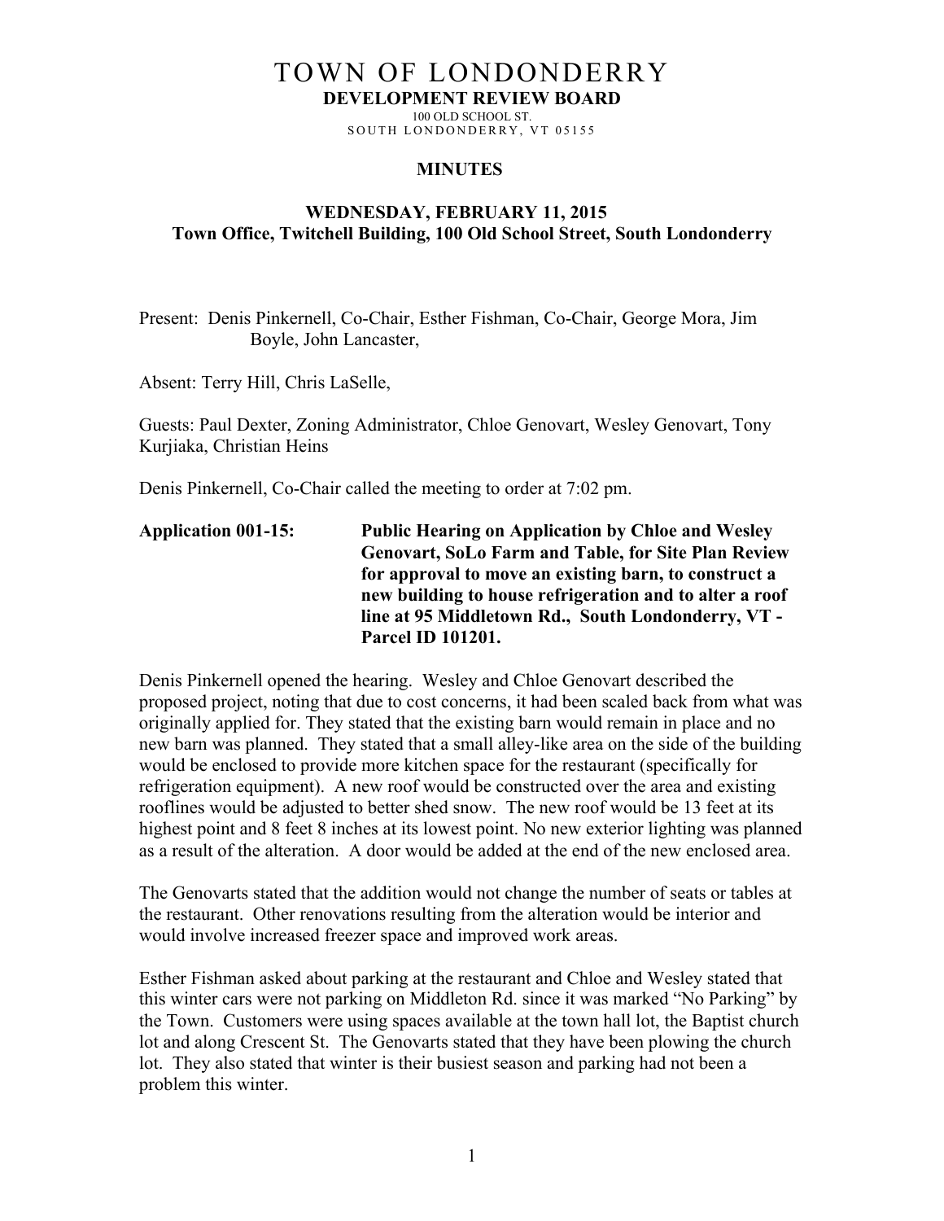# TOWN OF LONDONDERRY

**DEVELOPMENT REVIEW BOARD**

100 OLD SCHOOL ST.
SOUTH LONDONDERRY, VT 05155

## MINUTES

### WEDNESDAY, FEBRUARY 11, 2015
### Town Office, Twitchell Building, 100 Old School Street, South Londonderry

Present: Denis Pinkernell, Co-Chair, Esther Fishman, Co-Chair, George Mora, Jim Boyle, John Lancaster,

Absent: Terry Hill, Chris LaSelle,

Guests: Paul Dexter, Zoning Administrator, Chloe Genovart, Wesley Genovart, Tony Kurjiaka, Christian Heins

Denis Pinkernell, Co-Chair called the meeting to order at 7:02 pm.

**Application 001-15: Public Hearing on Application by Chloe and Wesley Genovart, SoLo Farm and Table, for Site Plan Review for approval to move an existing barn, to construct a new building to house refrigeration and to alter a roof line at 95 Middletown Rd., South Londonderry, VT - Parcel ID 101201.**

Denis Pinkernell opened the hearing. Wesley and Chloe Genovart described the proposed project, noting that due to cost concerns, it had been scaled back from what was originally applied for. They stated that the existing barn would remain in place and no new barn was planned. They stated that a small alley-like area on the side of the building would be enclosed to provide more kitchen space for the restaurant (specifically for refrigeration equipment). A new roof would be constructed over the area and existing rooflines would be adjusted to better shed snow. The new roof would be 13 feet at its highest point and 8 feet 8 inches at its lowest point. No new exterior lighting was planned as a result of the alteration. A door would be added at the end of the new enclosed area.

The Genovarts stated that the addition would not change the number of seats or tables at the restaurant. Other renovations resulting from the alteration would be interior and would involve increased freezer space and improved work areas.

Esther Fishman asked about parking at the restaurant and Chloe and Wesley stated that this winter cars were not parking on Middleton Rd. since it was marked "No Parking" by the Town. Customers were using spaces available at the town hall lot, the Baptist church lot and along Crescent St. The Genovarts stated that they have been plowing the church lot. They also stated that winter is their busiest season and parking had not been a problem this winter.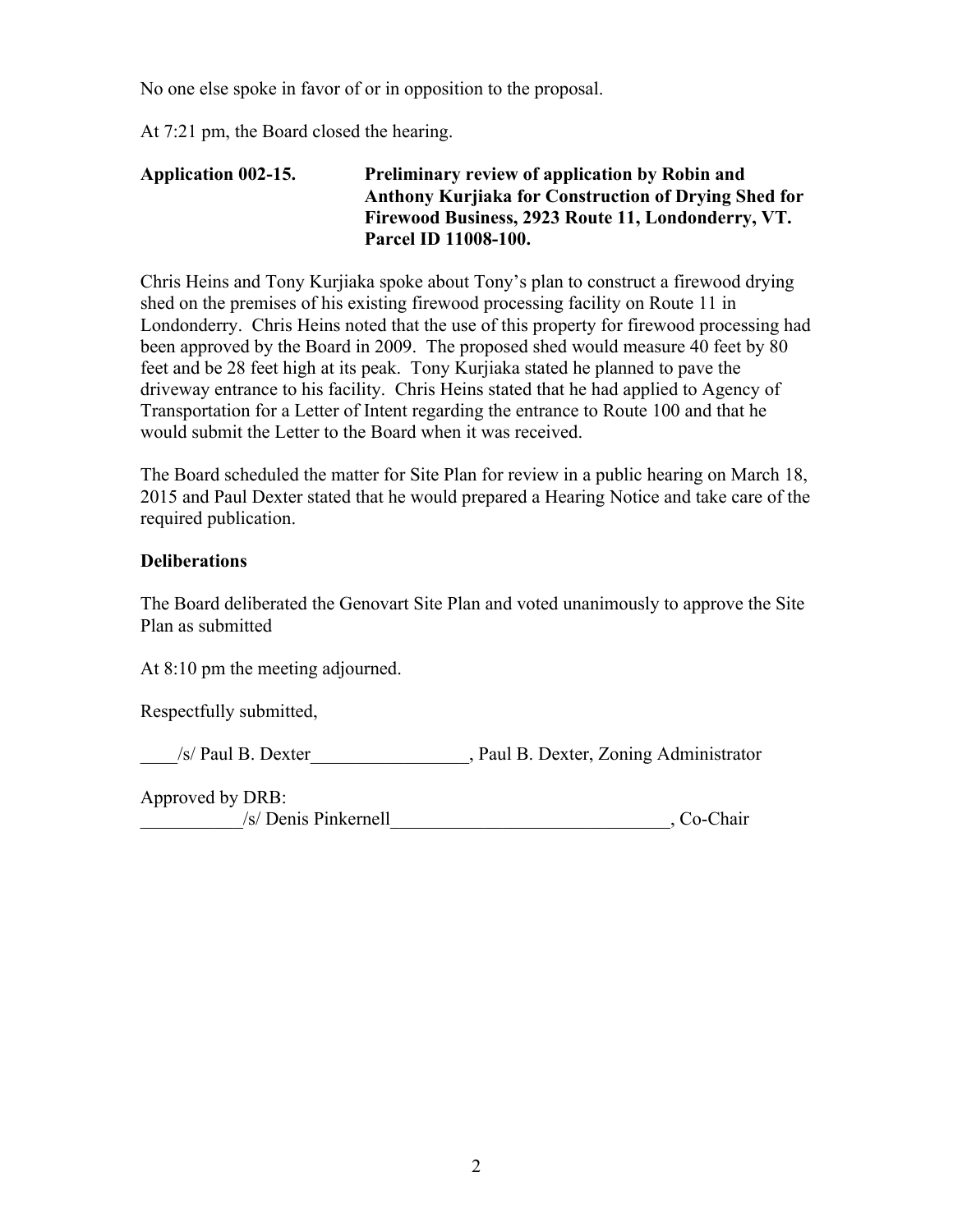No one else spoke in favor of or in opposition to the proposal.

At 7:21 pm, the Board closed the hearing.

**Application 002-15. Preliminary review of application by Robin and Anthony Kurjiaka for Construction of Drying Shed for Firewood Business, 2923 Route 11, Londonderry, VT. Parcel ID 11008-100.**

Chris Heins and Tony Kurjiaka spoke about Tony's plan to construct a firewood drying shed on the premises of his existing firewood processing facility on Route 11 in Londonderry. Chris Heins noted that the use of this property for firewood processing had been approved by the Board in 2009. The proposed shed would measure 40 feet by 80 feet and be 28 feet high at its peak. Tony Kurjiaka stated he planned to pave the driveway entrance to his facility. Chris Heins stated that he had applied to Agency of Transportation for a Letter of Intent regarding the entrance to Route 100 and that he would submit the Letter to the Board when it was received.

The Board scheduled the matter for Site Plan for review in a public hearing on March 18, 2015 and Paul Dexter stated that he would prepared a Hearing Notice and take care of the required publication.

**Deliberations**

The Board deliberated the Genovart Site Plan and voted unanimously to approve the Site Plan as submitted

At 8:10 pm the meeting adjourned.

Respectfully submitted,

____/s/ Paul B. Dexter_________________, Paul B. Dexter, Zoning Administrator

Approved by DRB:
___________/s/ Denis Pinkernell______________________________, Co-Chair